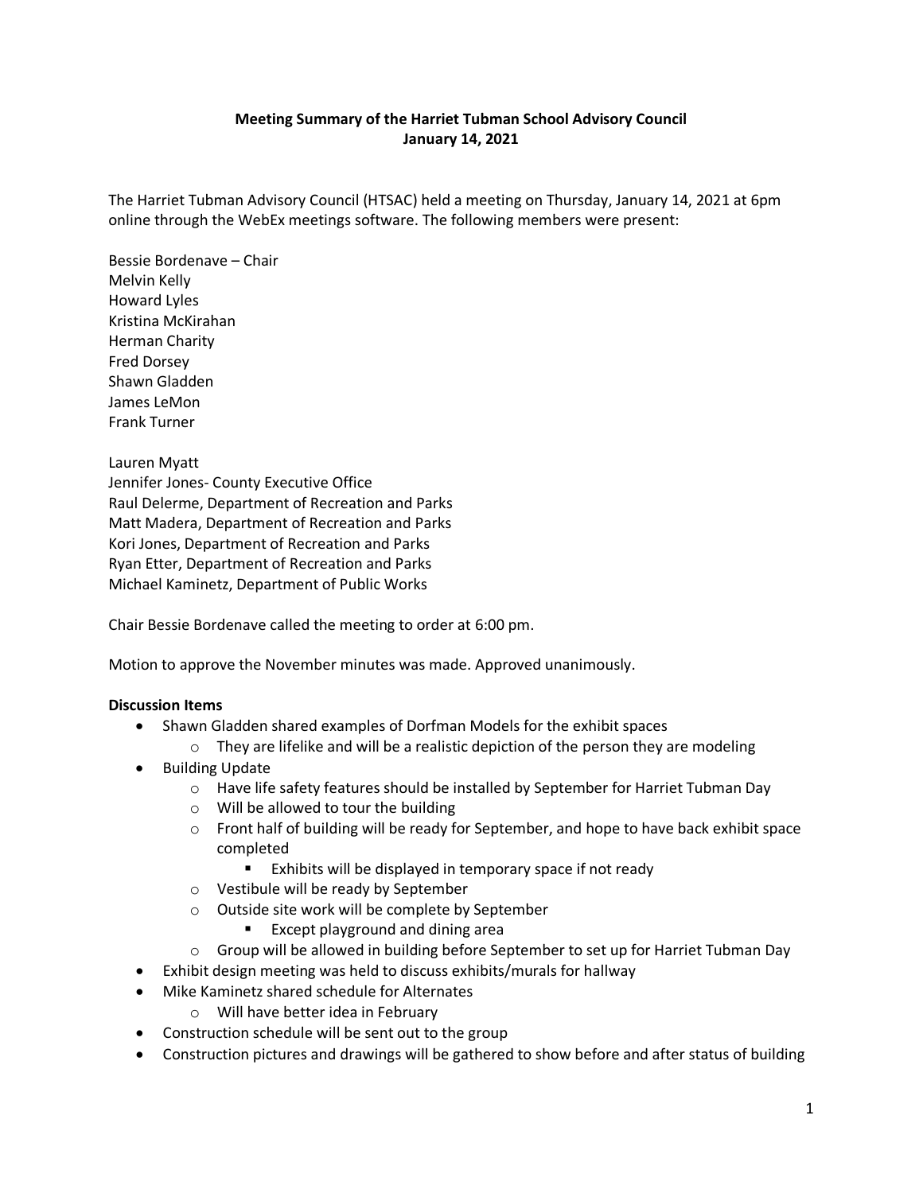**Meeting Summary of the Harriet Tubman School Advisory Council**
**January 14, 2021**

The Harriet Tubman Advisory Council (HTSAC) held a meeting on Thursday, January 14, 2021 at 6pm online through the WebEx meetings software. The following members were present:

Bessie Bordenave – Chair
Melvin Kelly
Howard Lyles
Kristina McKirahan
Herman Charity
Fred Dorsey
Shawn Gladden
James LeMon
Frank Turner

Lauren Myatt
Jennifer Jones- County Executive Office
Raul Delerme, Department of Recreation and Parks
Matt Madera, Department of Recreation and Parks
Kori Jones, Department of Recreation and Parks
Ryan Etter, Department of Recreation and Parks
Michael Kaminetz, Department of Public Works

Chair Bessie Bordenave called the meeting to order at 6:00 pm.

Motion to approve the November minutes was made. Approved unanimously.

**Discussion Items**

- Shawn Gladden shared examples of Dorfman Models for the exhibit spaces
  - They are lifelike and will be a realistic depiction of the person they are modeling
- Building Update
  - Have life safety features should be installed by September for Harriet Tubman Day
  - Will be allowed to tour the building
  - Front half of building will be ready for September, and hope to have back exhibit space completed
    - Exhibits will be displayed in temporary space if not ready
  - Vestibule will be ready by September
  - Outside site work will be complete by September
    - Except playground and dining area
  - Group will be allowed in building before September to set up for Harriet Tubman Day
- Exhibit design meeting was held to discuss exhibits/murals for hallway
- Mike Kaminetz shared schedule for Alternates
  - Will have better idea in February
- Construction schedule will be sent out to the group
- Construction pictures and drawings will be gathered to show before and after status of building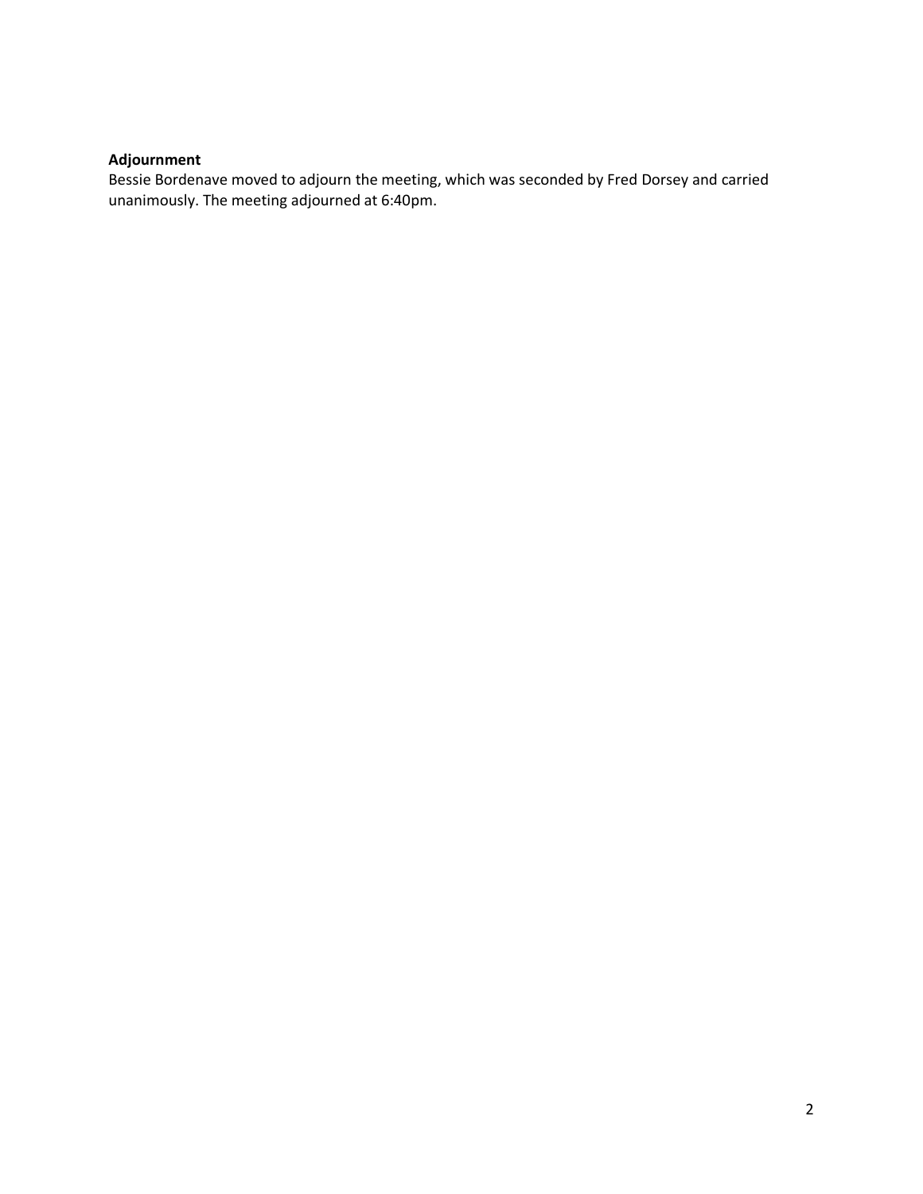**Adjournment**

Bessie Bordenave moved to adjourn the meeting, which was seconded by Fred Dorsey and carried unanimously. The meeting adjourned at 6:40pm.